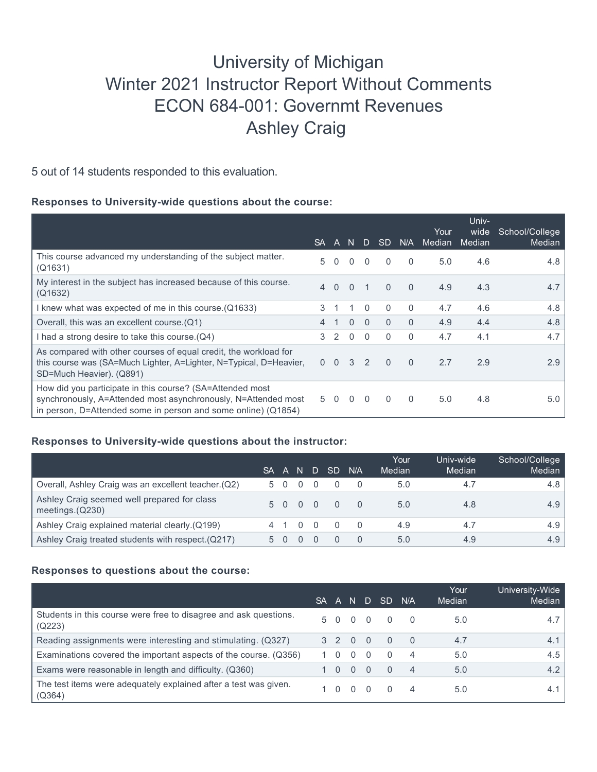# University of Michigan
# Winter 2021 Instructor Report Without Comments
# ECON 684-001: Governmt Revenues
# Ashley Craig

5 out of 14 students responded to this evaluation.

### Responses to University-wide questions about the course:

| | SA | A | N | D | SD | N/A | Your Median | Univ-wide Median | School/College Median |
|---|---|---|---|---|---|---|---|---|---|
| This course advanced my understanding of the subject matter. (Q1631) | 5 | 0 | 0 | 0 | 0 | 0 | 5.0 | 4.6 | 4.8 |
| My interest in the subject has increased because of this course. (Q1632) | 4 | 0 | 0 | 1 | 0 | 0 | 4.9 | 4.3 | 4.7 |
| I knew what was expected of me in this course.(Q1633) | 3 | 1 | 1 | 0 | 0 | 0 | 4.7 | 4.6 | 4.8 |
| Overall, this was an excellent course.(Q1) | 4 | 1 | 0 | 0 | 0 | 0 | 4.9 | 4.4 | 4.8 |
| I had a strong desire to take this course.(Q4) | 3 | 2 | 0 | 0 | 0 | 0 | 4.7 | 4.1 | 4.7 |
| As compared with other courses of equal credit, the workload for this course was (SA=Much Lighter, A=Lighter, N=Typical, D=Heavier, SD=Much Heavier). (Q891) | 0 | 0 | 3 | 2 | 0 | 0 | 2.7 | 2.9 | 2.9 |
| How did you participate in this course? (SA=Attended most synchronously, A=Attended most asynchronously, N=Attended most in person, D=Attended some in person and some online) (Q1854) | 5 | 0 | 0 | 0 | 0 | 0 | 5.0 | 4.8 | 5.0 |

### Responses to University-wide questions about the instructor:

| | SA | A | N | D | SD | N/A | Your Median | Univ-wide Median | School/College Median |
|---|---|---|---|---|---|---|---|---|---|
| Overall, Ashley Craig was an excellent teacher.(Q2) | 5 | 0 | 0 | 0 | 0 | 0 | 5.0 | 4.7 | 4.8 |
| Ashley Craig seemed well prepared for class meetings.(Q230) | 5 | 0 | 0 | 0 | 0 | 0 | 5.0 | 4.8 | 4.9 |
| Ashley Craig explained material clearly.(Q199) | 4 | 1 | 0 | 0 | 0 | 0 | 4.9 | 4.7 | 4.9 |
| Ashley Craig treated students with respect.(Q217) | 5 | 0 | 0 | 0 | 0 | 0 | 5.0 | 4.9 | 4.9 |

### Responses to questions about the course:

| | SA | A | N | D | SD | N/A | Your Median | University-Wide Median |
|---|---|---|---|---|---|---|---|---|
| Students in this course were free to disagree and ask questions. (Q223) | 5 | 0 | 0 | 0 | 0 | 0 | 5.0 | 4.7 |
| Reading assignments were interesting and stimulating. (Q327) | 3 | 2 | 0 | 0 | 0 | 0 | 4.7 | 4.1 |
| Examinations covered the important aspects of the course. (Q356) | 1 | 0 | 0 | 0 | 0 | 4 | 5.0 | 4.5 |
| Exams were reasonable in length and difficulty. (Q360) | 1 | 0 | 0 | 0 | 0 | 4 | 5.0 | 4.2 |
| The test items were adequately explained after a test was given. (Q364) | 1 | 0 | 0 | 0 | 0 | 4 | 5.0 | 4.1 |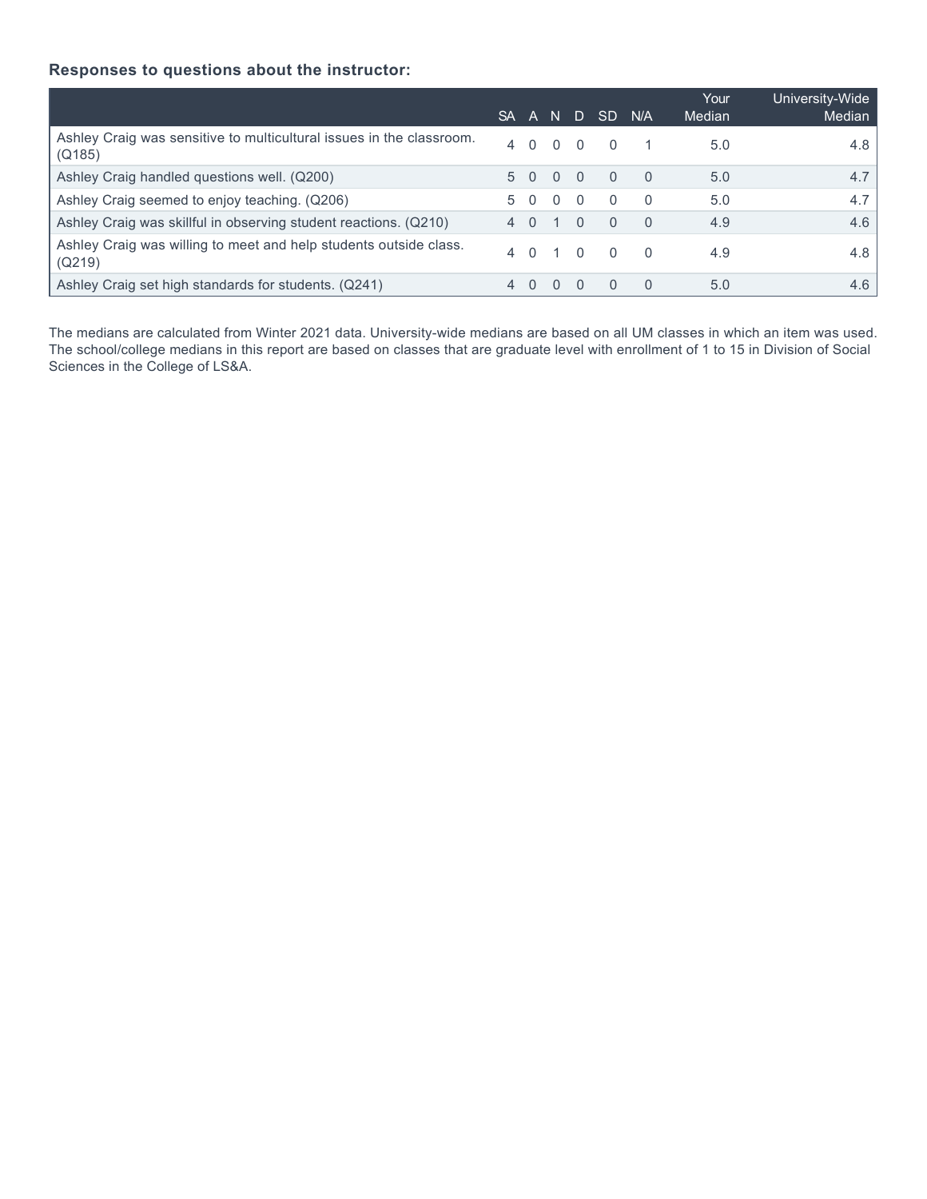**Responses to questions about the instructor:**

| | SA | A | N | D | SD | N/A | Your Median | University-Wide Median |
|---|---|---|---|---|---|---|---|---|
| Ashley Craig was sensitive to multicultural issues in the classroom. (Q185) | 4 | 0 | 0 | 0 | 0 | 1 | 5.0 | 4.8 |
| Ashley Craig handled questions well. (Q200) | 5 | 0 | 0 | 0 | 0 | 0 | 5.0 | 4.7 |
| Ashley Craig seemed to enjoy teaching. (Q206) | 5 | 0 | 0 | 0 | 0 | 0 | 5.0 | 4.7 |
| Ashley Craig was skillful in observing student reactions. (Q210) | 4 | 0 | 1 | 0 | 0 | 0 | 4.9 | 4.6 |
| Ashley Craig was willing to meet and help students outside class. (Q219) | 4 | 0 | 1 | 0 | 0 | 0 | 4.9 | 4.8 |
| Ashley Craig set high standards for students. (Q241) | 4 | 0 | 0 | 0 | 0 | 0 | 5.0 | 4.6 |

The medians are calculated from Winter 2021 data. University-wide medians are based on all UM classes in which an item was used. The school/college medians in this report are based on classes that are graduate level with enrollment of 1 to 15 in Division of Social Sciences in the College of LS&A.